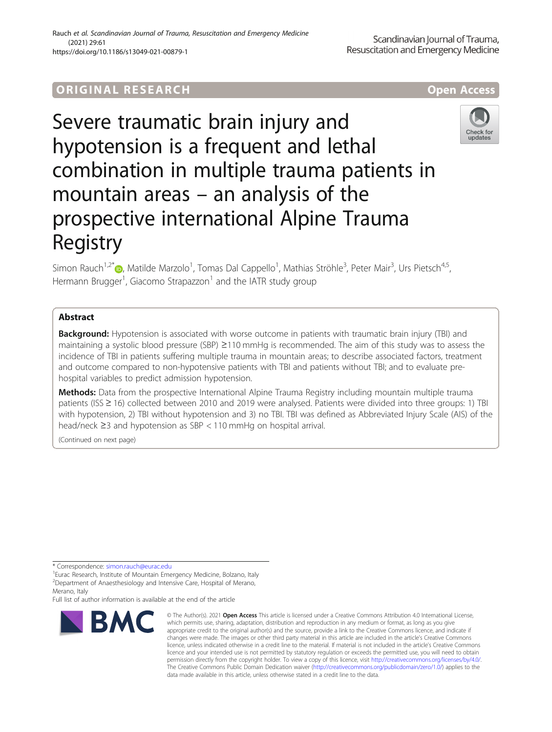ORIGINAL RESEARCH

Open Access

# Severe traumatic brain injury and hypotension is a frequent and lethal combination in multiple trauma patients in mountain areas – an analysis of the prospective international Alpine Trauma Registry

Simon Rauch[1,2*], Matilde Marzolo[1], Tomas Dal Cappello[1], Mathias Ströhle[3], Peter Mair[3], Urs Pietsch[4,5], Hermann Brugger[1], Giacomo Strapazzon[1] and the IATR study group

## Abstract

**Background:** Hypotension is associated with worse outcome in patients with traumatic brain injury (TBI) and maintaining a systolic blood pressure (SBP) ≥110 mmHg is recommended. The aim of this study was to assess the incidence of TBI in patients suffering multiple trauma in mountain areas; to describe associated factors, treatment and outcome compared to non-hypotensive patients with TBI and patients without TBI; and to evaluate pre-hospital variables to predict admission hypotension.

**Methods:** Data from the prospective International Alpine Trauma Registry including mountain multiple trauma patients (ISS ≥ 16) collected between 2010 and 2019 were analysed. Patients were divided into three groups: 1) TBI with hypotension, 2) TBI without hypotension and 3) no TBI. TBI was defined as Abbreviated Injury Scale (AIS) of the head/neck ≥3 and hypotension as SBP < 110 mmHg on hospital arrival.

(Continued on next page)

* Correspondence: simon.rauch@eurac.edu
[1]Eurac Research, Institute of Mountain Emergency Medicine, Bolzano, Italy
[2]Department of Anaesthesiology and Intensive Care, Hospital of Merano, Merano, Italy
Full list of author information is available at the end of the article

© The Author(s). 2021 **Open Access** This article is licensed under a Creative Commons Attribution 4.0 International License, which permits use, sharing, adaptation, distribution and reproduction in any medium or format, as long as you give appropriate credit to the original author(s) and the source, provide a link to the Creative Commons licence, and indicate if changes were made. The images or other third party material in this article are included in the article's Creative Commons licence, unless indicated otherwise in a credit line to the material. If material is not included in the article's Creative Commons licence and your intended use is not permitted by statutory regulation or exceeds the permitted use, you will need to obtain permission directly from the copyright holder. To view a copy of this licence, visit http://creativecommons.org/licenses/by/4.0/. The Creative Commons Public Domain Dedication waiver (http://creativecommons.org/publicdomain/zero/1.0/) applies to the data made available in this article, unless otherwise stated in a credit line to the data.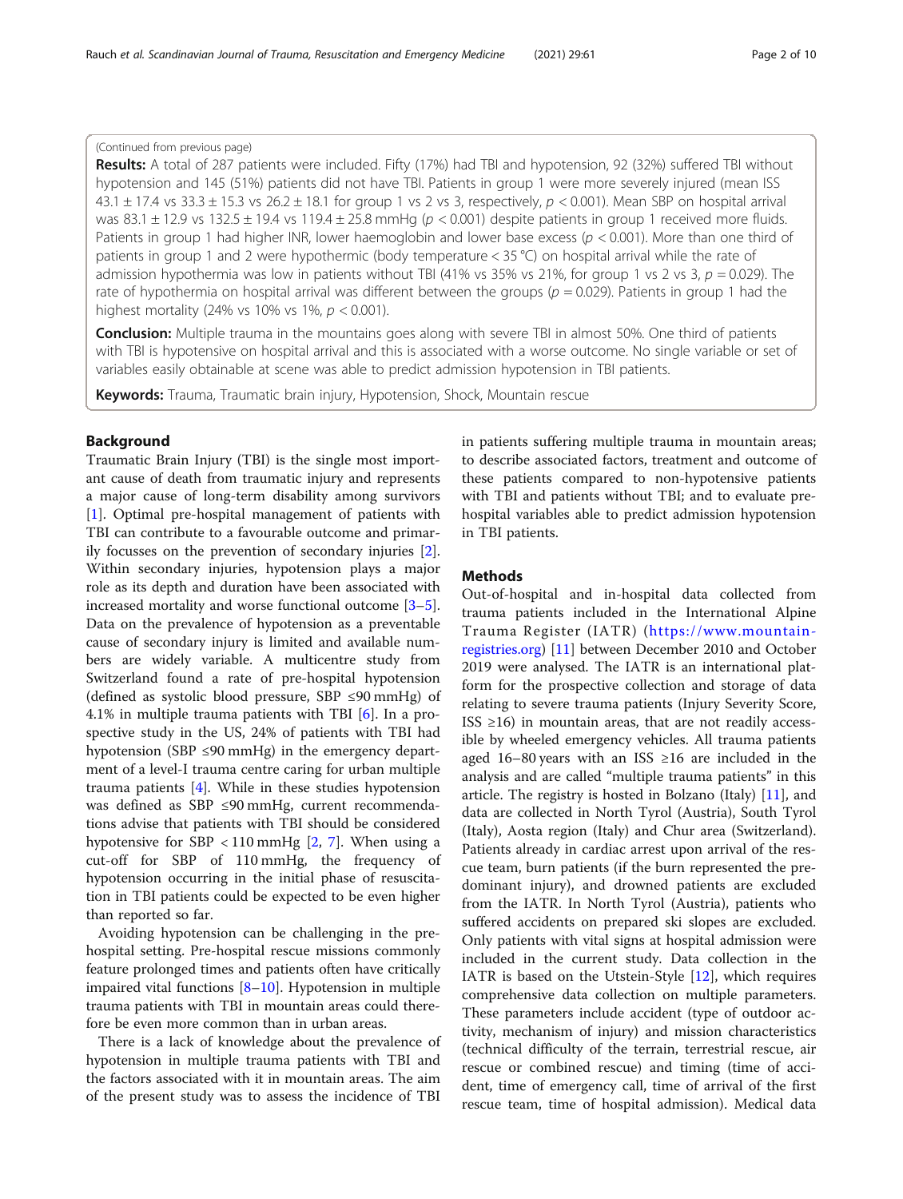(Continued from previous page)

**Results:** A total of 287 patients were included. Fifty (17%) had TBI and hypotension, 92 (32%) suffered TBI without hypotension and 145 (51%) patients did not have TBI. Patients in group 1 were more severely injured (mean ISS 43.1 ± 17.4 vs 33.3 ± 15.3 vs 26.2 ± 18.1 for group 1 vs 2 vs 3, respectively, $p < 0.001$). Mean SBP on hospital arrival was 83.1 ± 12.9 vs 132.5 ± 19.4 vs 119.4 ± 25.8 mmHg ($p < 0.001$) despite patients in group 1 received more fluids. Patients in group 1 had higher INR, lower haemoglobin and lower base excess ($p < 0.001$). More than one third of patients in group 1 and 2 were hypothermic (body temperature < 35 °C) on hospital arrival while the rate of admission hypothermia was low in patients without TBI (41% vs 35% vs 21%, for group 1 vs 2 vs 3, $p = 0.029$). The rate of hypothermia on hospital arrival was different between the groups ($p = 0.029$). Patients in group 1 had the highest mortality (24% vs 10% vs 1%, $p < 0.001$).

**Conclusion:** Multiple trauma in the mountains goes along with severe TBI in almost 50%. One third of patients with TBI is hypotensive on hospital arrival and this is associated with a worse outcome. No single variable or set of variables easily obtainable at scene was able to predict admission hypotension in TBI patients.

**Keywords:** Trauma, Traumatic brain injury, Hypotension, Shock, Mountain rescue

## Background

Traumatic Brain Injury (TBI) is the single most important cause of death from traumatic injury and represents a major cause of long-term disability among survivors [1]. Optimal pre-hospital management of patients with TBI can contribute to a favourable outcome and primarily focusses on the prevention of secondary injuries [2]. Within secondary injuries, hypotension plays a major role as its depth and duration have been associated with increased mortality and worse functional outcome [3–5]. Data on the prevalence of hypotension as a preventable cause of secondary injury is limited and available numbers are widely variable. A multicentre study from Switzerland found a rate of pre-hospital hypotension (defined as systolic blood pressure, SBP ≤90 mmHg) of 4.1% in multiple trauma patients with TBI [6]. In a prospective study in the US, 24% of patients with TBI had hypotension (SBP ≤90 mmHg) in the emergency department of a level-I trauma centre caring for urban multiple trauma patients [4]. While in these studies hypotension was defined as SBP ≤90 mmHg, current recommendations advise that patients with TBI should be considered hypotensive for SBP < 110 mmHg [2, 7]. When using a cut-off for SBP of 110 mmHg, the frequency of hypotension occurring in the initial phase of resuscitation in TBI patients could be expected to be even higher than reported so far.

Avoiding hypotension can be challenging in the pre-hospital setting. Pre-hospital rescue missions commonly feature prolonged times and patients often have critically impaired vital functions [8–10]. Hypotension in multiple trauma patients with TBI in mountain areas could therefore be even more common than in urban areas.

There is a lack of knowledge about the prevalence of hypotension in multiple trauma patients with TBI and the factors associated with it in mountain areas. The aim of the present study was to assess the incidence of TBI in patients suffering multiple trauma in mountain areas; to describe associated factors, treatment and outcome of these patients compared to non-hypotensive patients with TBI and patients without TBI; and to evaluate pre-hospital variables able to predict admission hypotension in TBI patients.

## Methods

Out-of-hospital and in-hospital data collected from trauma patients included in the International Alpine Trauma Register (IATR) (https://www.mountain-registries.org) [11] between December 2010 and October 2019 were analysed. The IATR is an international platform for the prospective collection and storage of data relating to severe trauma patients (Injury Severity Score, ISS ≥16) in mountain areas, that are not readily accessible by wheeled emergency vehicles. All trauma patients aged 16–80 years with an ISS ≥16 are included in the analysis and are called "multiple trauma patients" in this article. The registry is hosted in Bolzano (Italy) [11], and data are collected in North Tyrol (Austria), South Tyrol (Italy), Aosta region (Italy) and Chur area (Switzerland). Patients already in cardiac arrest upon arrival of the rescue team, burn patients (if the burn represented the predominant injury), and drowned patients are excluded from the IATR. In North Tyrol (Austria), patients who suffered accidents on prepared ski slopes are excluded. Only patients with vital signs at hospital admission were included in the current study. Data collection in the IATR is based on the Utstein-Style [12], which requires comprehensive data collection on multiple parameters. These parameters include accident (type of outdoor activity, mechanism of injury) and mission characteristics (technical difficulty of the terrain, terrestrial rescue, air rescue or combined rescue) and timing (time of accident, time of emergency call, time of arrival of the first rescue team, time of hospital admission). Medical data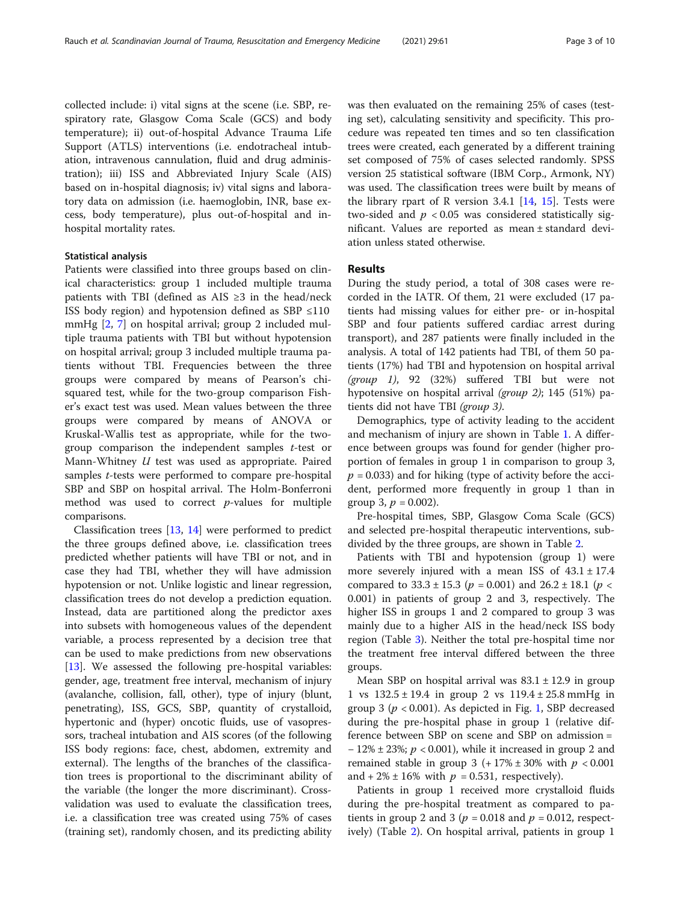collected include: i) vital signs at the scene (i.e. SBP, respiratory rate, Glasgow Coma Scale (GCS) and body temperature); ii) out-of-hospital Advance Trauma Life Support (ATLS) interventions (i.e. endotracheal intubation, intravenous cannulation, fluid and drug administration); iii) ISS and Abbreviated Injury Scale (AIS) based on in-hospital diagnosis; iv) vital signs and laboratory data on admission (i.e. haemoglobin, INR, base excess, body temperature), plus out-of-hospital and in-hospital mortality rates.

### Statistical analysis

Patients were classified into three groups based on clinical characteristics: group 1 included multiple trauma patients with TBI (defined as AIS ≥3 in the head/neck ISS body region) and hypotension defined as SBP ≤110 mmHg [2, 7] on hospital arrival; group 2 included multiple trauma patients with TBI but without hypotension on hospital arrival; group 3 included multiple trauma patients without TBI. Frequencies between the three groups were compared by means of Pearson's chi-squared test, while for the two-group comparison Fisher's exact test was used. Mean values between the three groups were compared by means of ANOVA or Kruskal-Wallis test as appropriate, while for the two-group comparison the independent samples *t*-test or Mann-Whitney *U* test was used as appropriate. Paired samples *t*-tests were performed to compare pre-hospital SBP and SBP on hospital arrival. The Holm-Bonferroni method was used to correct *p*-values for multiple comparisons.

Classification trees [13, 14] were performed to predict the three groups defined above, i.e. classification trees predicted whether patients will have TBI or not, and in case they had TBI, whether they will have admission hypotension or not. Unlike logistic and linear regression, classification trees do not develop a prediction equation. Instead, data are partitioned along the predictor axes into subsets with homogeneous values of the dependent variable, a process represented by a decision tree that can be used to make predictions from new observations [13]. We assessed the following pre-hospital variables: gender, age, treatment free interval, mechanism of injury (avalanche, collision, fall, other), type of injury (blunt, penetrating), ISS, GCS, SBP, quantity of crystalloid, hypertonic and (hyper) oncotic fluids, use of vasopressors, tracheal intubation and AIS scores (of the following ISS body regions: face, chest, abdomen, extremity and external). The lengths of the branches of the classification trees is proportional to the discriminant ability of the variable (the longer the more discriminant). Cross-validation was used to evaluate the classification trees, i.e. a classification tree was created using 75% of cases (training set), randomly chosen, and its predicting ability was then evaluated on the remaining 25% of cases (testing set), calculating sensitivity and specificity. This procedure was repeated ten times and so ten classification trees were created, each generated by a different training set composed of 75% of cases selected randomly. SPSS version 25 statistical software (IBM Corp., Armonk, NY) was used. The classification trees were built by means of the library rpart of R version 3.4.1 [14, 15]. Tests were two-sided and $p < 0.05$ was considered statistically significant. Values are reported as mean ± standard deviation unless stated otherwise.

## Results

During the study period, a total of 308 cases were recorded in the IATR. Of them, 21 were excluded (17 patients had missing values for either pre- or in-hospital SBP and four patients suffered cardiac arrest during transport), and 287 patients were finally included in the analysis. A total of 142 patients had TBI, of them 50 patients (17%) had TBI and hypotension on hospital arrival (*group 1*), 92 (32%) suffered TBI but were not hypotensive on hospital arrival (*group 2*); 145 (51%) patients did not have TBI (*group 3*).

Demographics, type of activity leading to the accident and mechanism of injury are shown in Table 1. A difference between groups was found for gender (higher proportion of females in group 1 in comparison to group 3, $p = 0.033$) and for hiking (type of activity before the accident, performed more frequently in group 1 than in group 3, $p = 0.002$).

Pre-hospital times, SBP, Glasgow Coma Scale (GCS) and selected pre-hospital therapeutic interventions, subdivided by the three groups, are shown in Table 2.

Patients with TBI and hypotension (group 1) were more severely injured with a mean ISS of 43.1 ± 17.4 compared to 33.3 ± 15.3 ($p = 0.001$) and 26.2 ± 18.1 ($p < 0.001$) in patients of group 2 and 3, respectively. The higher ISS in groups 1 and 2 compared to group 3 was mainly due to a higher AIS in the head/neck ISS body region (Table 3). Neither the total pre-hospital time nor the treatment free interval differed between the three groups.

Mean SBP on hospital arrival was 83.1 ± 12.9 in group 1 vs 132.5 ± 19.4 in group 2 vs 119.4 ± 25.8 mmHg in group 3 ($p < 0.001$). As depicted in Fig. 1, SBP decreased during the pre-hospital phase in group 1 (relative difference between SBP on scene and SBP on admission = − 12% ± 23%; $p < 0.001$), while it increased in group 2 and remained stable in group 3 (+ 17% ± 30% with $p < 0.001$ and + 2% ± 16% with $p = 0.531$, respectively).

Patients in group 1 received more crystalloid fluids during the pre-hospital treatment as compared to patients in group 2 and 3 ($p = 0.018$ and $p = 0.012$, respectively) (Table 2). On hospital arrival, patients in group 1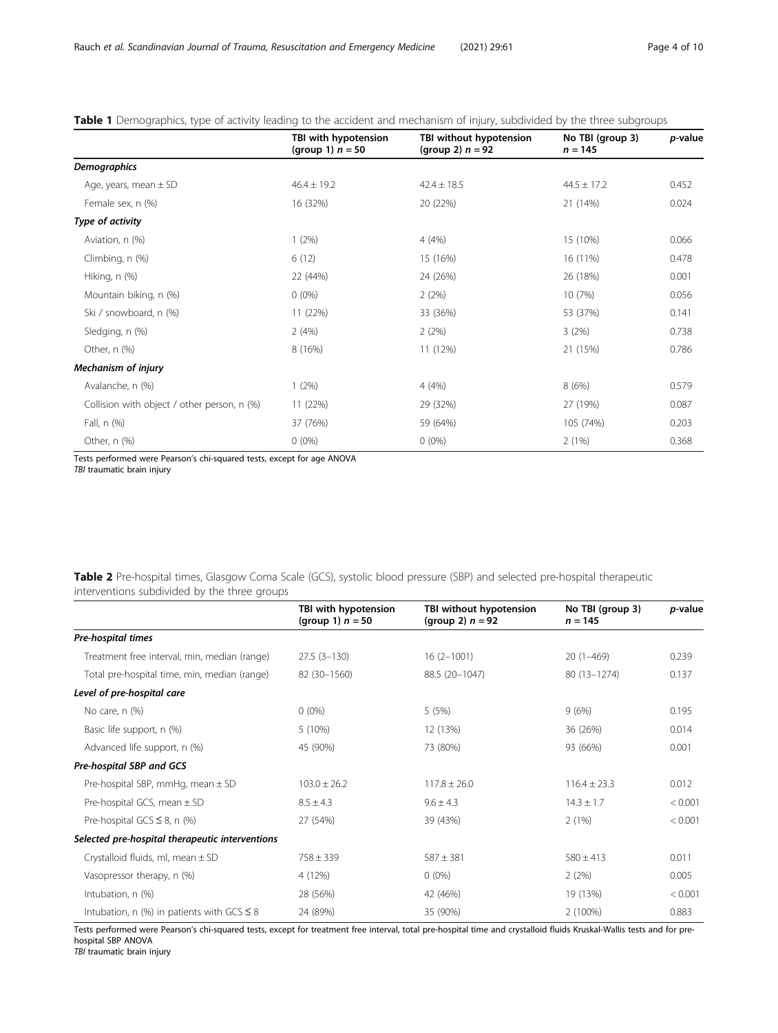**Table 1** Demographics, type of activity leading to the accident and mechanism of injury, subdivided by the three subgroups

| | TBI with hypotension (group 1) $n = 50$ | TBI without hypotension (group 2) $n = 92$ | No TBI (group 3) $n = 145$ | *p*-value |
|---|---|---|---|---|
| ***Demographics*** | | | | |
| Age, years, mean ± SD | 46.4 ± 19.2 | 42.4 ± 18.5 | 44.5 ± 17.2 | 0.452 |
| Female sex, n (%) | 16 (32%) | 20 (22%) | 21 (14%) | 0.024 |
| ***Type of activity*** | | | | |
| Aviation, n (%) | 1 (2%) | 4 (4%) | 15 (10%) | 0.066 |
| Climbing, n (%) | 6 (12) | 15 (16%) | 16 (11%) | 0.478 |
| Hiking, n (%) | 22 (44%) | 24 (26%) | 26 (18%) | 0.001 |
| Mountain biking, n (%) | 0 (0%) | 2 (2%) | 10 (7%) | 0.056 |
| Ski / snowboard, n (%) | 11 (22%) | 33 (36%) | 53 (37%) | 0.141 |
| Sledging, n (%) | 2 (4%) | 2 (2%) | 3 (2%) | 0.738 |
| Other, n (%) | 8 (16%) | 11 (12%) | 21 (15%) | 0.786 |
| ***Mechanism of injury*** | | | | |
| Avalanche, n (%) | 1 (2%) | 4 (4%) | 8 (6%) | 0.579 |
| Collision with object / other person, n (%) | 11 (22%) | 29 (32%) | 27 (19%) | 0.087 |
| Fall, n (%) | 37 (76%) | 59 (64%) | 105 (74%) | 0.203 |
| Other, n (%) | 0 (0%) | 0 (0%) | 2 (1%) | 0.368 |

Tests performed were Pearson's chi-squared tests, except for age ANOVA
*TBI* traumatic brain injury

**Table 2** Pre-hospital times, Glasgow Coma Scale (GCS), systolic blood pressure (SBP) and selected pre-hospital therapeutic interventions subdivided by the three groups

| | TBI with hypotension (group 1) $n = 50$ | TBI without hypotension (group 2) $n = 92$ | No TBI (group 3) $n = 145$ | *p*-value |
|---|---|---|---|---|
| ***Pre-hospital times*** | | | | |
| Treatment free interval, min, median (range) | 27.5 (3–130) | 16 (2–1001) | 20 (1–469) | 0.239 |
| Total pre-hospital time, min, median (range) | 82 (30–1560) | 88.5 (20–1047) | 80 (13–1274) | 0.137 |
| ***Level of pre-hospital care*** | | | | |
| No care, n (%) | 0 (0%) | 5 (5%) | 9 (6%) | 0.195 |
| Basic life support, n (%) | 5 (10%) | 12 (13%) | 36 (26%) | 0.014 |
| Advanced life support, n (%) | 45 (90%) | 73 (80%) | 93 (66%) | 0.001 |
| ***Pre-hospital SBP and GCS*** | | | | |
| Pre-hospital SBP, mmHg, mean ± SD | 103.0 ± 26.2 | 117.8 ± 26.0 | 116.4 ± 23.3 | 0.012 |
| Pre-hospital GCS, mean ± SD | 8.5 ± 4.3 | 9.6 ± 4.3 | 14.3 ± 1.7 | < 0.001 |
| Pre-hospital GCS ≤ 8, n (%) | 27 (54%) | 39 (43%) | 2 (1%) | < 0.001 |
| ***Selected pre-hospital therapeutic interventions*** | | | | |
| Crystalloid fluids, ml, mean ± SD | 758 ± 339 | 587 ± 381 | 580 ± 413 | 0.011 |
| Vasopressor therapy, n (%) | 4 (12%) | 0 (0%) | 2 (2%) | 0.005 |
| Intubation, n (%) | 28 (56%) | 42 (46%) | 19 (13%) | < 0.001 |
| Intubation, n (%) in patients with GCS ≤ 8 | 24 (89%) | 35 (90%) | 2 (100%) | 0.883 |

Tests performed were Pearson's chi-squared tests, except for treatment free interval, total pre-hospital time and crystalloid fluids Kruskal-Wallis tests and for pre-hospital SBP ANOVA
*TBI* traumatic brain injury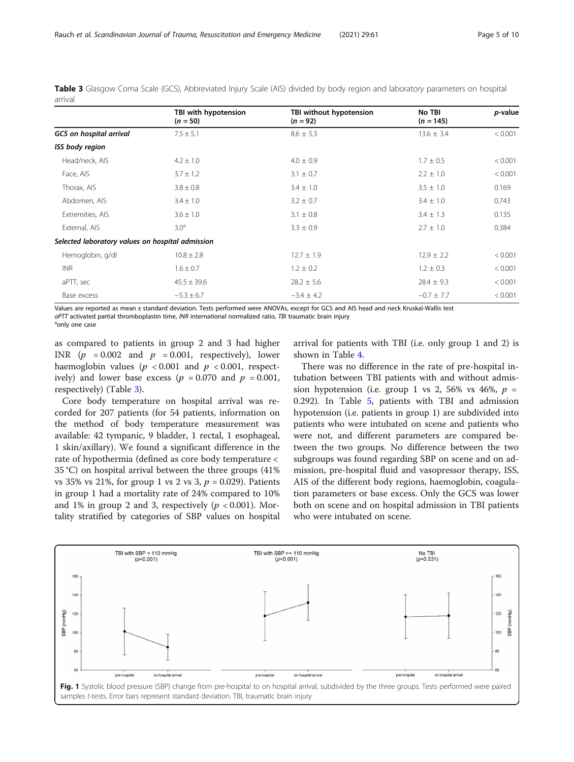**Table 3** Glasgow Coma Scale (GCS), Abbreviated Injury Scale (AIS) divided by body region and laboratory parameters on hospital arrival

| | TBI with hypotension ($n = 50$) | TBI without hypotension ($n = 92$) | No TBI ($n = 145$) | *p*-value |
|---|---|---|---|---|
| ***GCS on hospital arrival*** | 7.5 ± 5.1 | 8.6 ± 5.3 | 13.6 ± 3.4 | < 0.001 |
| ***ISS body region*** | | | | |
| Head/neck, AIS | 4.2 ± 1.0 | 4.0 ± 0.9 | 1.7 ± 0.5 | < 0.001 |
| Face, AIS | 3.7 ± 1.2 | 3.1 ± 0.7 | 2.2 ± 1.0 | < 0.001 |
| Thorax, AIS | 3.8 ± 0.8 | 3.4 ± 1.0 | 3.5 ± 1.0 | 0.169 |
| Abdomen, AIS | 3.4 ± 1.0 | 3.2 ± 0.7 | 3.4 ± 1.0 | 0.743 |
| Extremities, AIS | 3.6 ± 1.0 | 3.1 ± 0.8 | 3.4 ± 1.3 | 0.135 |
| External, AIS | 3.0[a] | 3.3 ± 0.9 | 2.7 ± 1.0 | 0.384 |
| ***Selected laboratory values on hospital admission*** | | | | |
| Hemoglobin, g/dl | 10.8 ± 2.8 | 12.7 ± 1.9 | 12.9 ± 2.2 | < 0.001 |
| INR | 1.6 ± 0.7 | 1.2 ± 0.2 | 1.2 ± 0.3 | < 0.001 |
| aPTT, sec | 45.5 ± 39.6 | 28.2 ± 5.6 | 28.4 ± 9.3 | < 0.001 |
| Base excess | −5.3 ± 6.7 | −3.4 ± 4.2 | −0.7 ± 7.7 | < 0.001 |

Values are reported as mean ± standard deviation. Tests performed were ANOVAs, except for GCS and AIS head and neck Kruskal-Wallis test

*aPTT* activated partial thromboplastin time, *INR* international normalized ratio, *TBI* traumatic brain injury

[a]only one case

as compared to patients in group 2 and 3 had higher INR ($p = 0.002$ and $p = 0.001$, respectively), lower haemoglobin values ($p < 0.001$ and $p < 0.001$, respectively) and lower base excess ($p = 0.070$ and $p = 0.001$, respectively) (Table 3).

Core body temperature on hospital arrival was recorded for 207 patients (for 54 patients, information on the method of body temperature measurement was available: 42 tympanic, 9 bladder, 1 rectal, 1 esophageal, 1 skin/axillary). We found a significant difference in the rate of hypothermia (defined as core body temperature < 35 °C) on hospital arrival between the three groups (41% vs 35% vs 21%, for group 1 vs 2 vs 3, $p = 0.029$). Patients in group 1 had a mortality rate of 24% compared to 10% and 1% in group 2 and 3, respectively ($p < 0.001$). Mortality stratified by categories of SBP values on hospital arrival for patients with TBI (i.e. only group 1 and 2) is shown in Table 4.

There was no difference in the rate of pre-hospital intubation between TBI patients with and without admission hypotension (i.e. group 1 vs 2, 56% vs 46%, $p = 0.292$). In Table 5, patients with TBI and admission hypotension (i.e. patients in group 1) are subdivided into patients who were intubated on scene and patients who were not, and different parameters are compared between the two groups. No difference between the two subgroups was found regarding SBP on scene and on admission, pre-hospital fluid and vasopressor therapy, ISS, AIS of the different body regions, haemoglobin, coagulation parameters or base excess. Only the GCS was lower both on scene and on hospital admission in TBI patients who were intubated on scene.

**Fig. 1** Systolic blood pressure (SBP) change from pre-hospital to on hospital arrival, subdivided by the three groups. Tests performed were paired samples *t*-tests. Error bars represent standard deviation. TBI, traumatic brain injury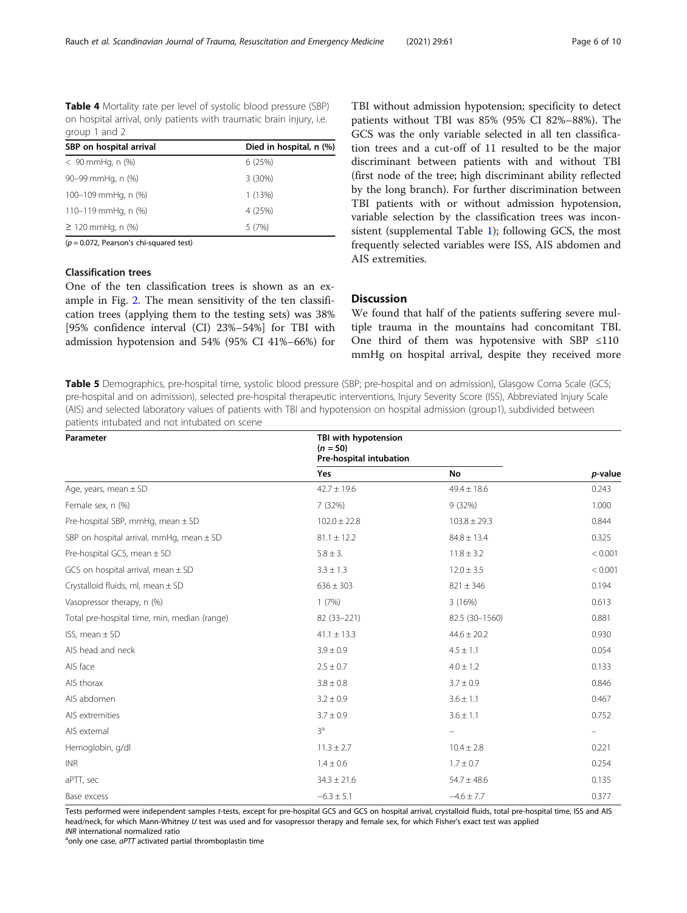**Table 4** Mortality rate per level of systolic blood pressure (SBP) on hospital arrival, only patients with traumatic brain injury, i.e. group 1 and 2

| SBP on hospital arrival | Died in hospital, n (%) |
|---|---|
| < 90 mmHg, n (%) | 6 (25%) |
| 90–99 mmHg, n (%) | 3 (30%) |
| 100–109 mmHg, n (%) | 1 (13%) |
| 110–119 mmHg, n (%) | 4 (25%) |
| ≥ 120 mmHg, n (%) | 5 (7%) |

($p = 0.072$, Pearson's chi-squared test)

### Classification trees

One of the ten classification trees is shown as an example in Fig. 2. The mean sensitivity of the ten classification trees (applying them to the testing sets) was 38% [95% confidence interval (CI) 23%–54%] for TBI with admission hypotension and 54% (95% CI 41%–66%) for TBI without admission hypotension; specificity to detect patients without TBI was 85% (95% CI 82%–88%). The GCS was the only variable selected in all ten classification trees and a cut-off of 11 resulted to be the major discriminant between patients with and without TBI (first node of the tree; high discriminant ability reflected by the long branch). For further discrimination between TBI patients with or without admission hypotension, variable selection by the classification trees was inconsistent (supplemental Table 1); following GCS, the most frequently selected variables were ISS, AIS abdomen and AIS extremities.

## Discussion

We found that half of the patients suffering severe multiple trauma in the mountains had concomitant TBI. One third of them was hypotensive with SBP ≤110 mmHg on hospital arrival, despite they received more

**Table 5** Demographics, pre-hospital time, systolic blood pressure (SBP; pre-hospital and on admission), Glasgow Coma Scale (GCS; pre-hospital and on admission), selected pre-hospital therapeutic interventions, Injury Severity Score (ISS), Abbreviated Injury Scale (AIS) and selected laboratory values of patients with TBI and hypotension on hospital admission (group1), subdivided between patients intubated and not intubated on scene

| Parameter | TBI with hypotension ($n = 50$) Pre-hospital intubation | | |
|---|---|---|---|
| | Yes | No | *p*-value |
| Age, years, mean ± SD | 42.7 ± 19.6 | 49.4 ± 18.6 | 0.243 |
| Female sex, n (%) | 7 (32%) | 9 (32%) | 1.000 |
| Pre-hospital SBP, mmHg, mean ± SD | 102.0 ± 22.8 | 103.8 ± 29.3 | 0.844 |
| SBP on hospital arrival, mmHg, mean ± SD | 81.1 ± 12.2 | 84.8 ± 13.4 | 0.325 |
| Pre-hospital GCS, mean ± SD | 5.8 ± 3. | 11.8 ± 3.2 | < 0.001 |
| GCS on hospital arrival, mean ± SD | 3.3 ± 1.3 | 12.0 ± 3.5 | < 0.001 |
| Crystalloid fluids, ml, mean ± SD | 636 ± 303 | 821 ± 346 | 0.194 |
| Vasopressor therapy, n (%) | 1 (7%) | 3 (16%) | 0.613 |
| Total pre-hospital time, min, median (range) | 82 (33–221) | 82.5 (30–1560) | 0.881 |
| ISS, mean ± SD | 41.1 ± 13.3 | 44.6 ± 20.2 | 0.930 |
| AIS head and neck | 3.9 ± 0.9 | 4.5 ± 1.1 | 0.054 |
| AIS face | 2.5 ± 0.7 | 4.0 ± 1.2 | 0.133 |
| AIS thorax | 3.8 ± 0.8 | 3.7 ± 0.9 | 0.846 |
| AIS abdomen | 3.2 ± 0.9 | 3.6 ± 1.1 | 0.467 |
| AIS extremities | 3.7 ± 0.9 | 3.6 ± 1.1 | 0.752 |
| AIS external | 3[a] | – | – |
| Hemoglobin, g/dl | 11.3 ± 2.7 | 10.4 ± 2.8 | 0.221 |
| INR | 1.4 ± 0.6 | 1.7 ± 0.7 | 0.254 |
| aPTT, sec | 34.3 ± 21.6 | 54.7 ± 48.6 | 0.135 |
| Base excess | −6.3 ± 5.1 | −4.6 ± 7.7 | 0.377 |

Tests performed were independent samples *t*-tests, except for pre-hospital GCS and GCS on hospital arrival, crystalloid fluids, total pre-hospital time, ISS and AIS head/neck, for which Mann-Whitney *U* test was used and for vasopressor therapy and female sex, for which Fisher's exact test was applied

*INR* international normalized ratio

[a]only one case, *aPTT* activated partial thromboplastin time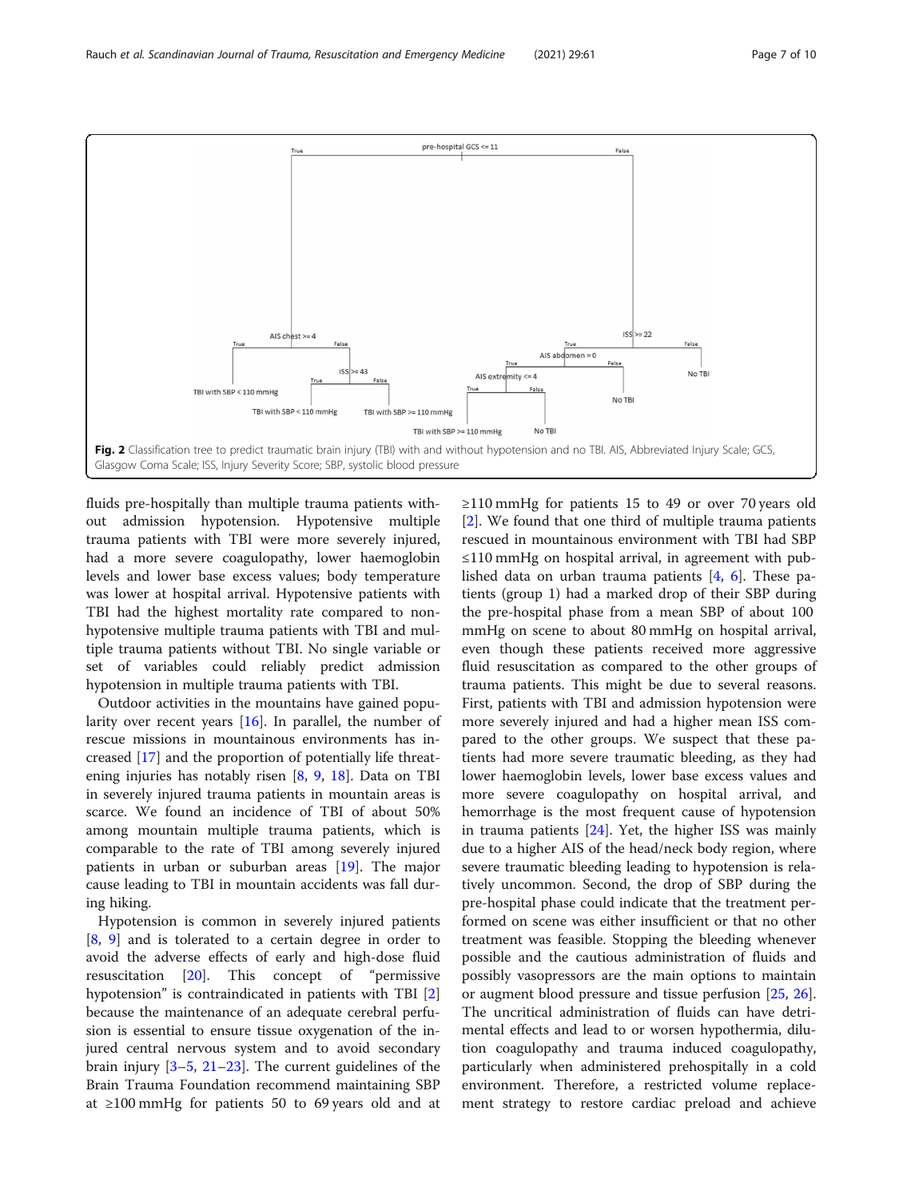pre-hospital GCS <= 11

True | False

AIS chest >= 4 — True: TBI with SBP < 110 mmHg; False: ISS >= 43 — True: TBI with SBP < 110 mmHg; False: TBI with SBP >= 110 mmHg

ISS >= 22 — True: AIS abdomen = 0 — True: AIS extremity <= 4 — True: TBI with SBP >= 110 mmHg; False: No TBI; False (AIS abdomen): No TBI; False (ISS): No TBI

**Fig. 2** Classification tree to predict traumatic brain injury (TBI) with and without hypotension and no TBI. AIS, Abbreviated Injury Scale; GCS, Glasgow Coma Scale; ISS, Injury Severity Score; SBP, systolic blood pressure

fluids pre-hospitally than multiple trauma patients without admission hypotension. Hypotensive multiple trauma patients with TBI were more severely injured, had a more severe coagulopathy, lower haemoglobin levels and lower base excess values; body temperature was lower at hospital arrival. Hypotensive patients with TBI had the highest mortality rate compared to non-hypotensive multiple trauma patients with TBI and multiple trauma patients without TBI. No single variable or set of variables could reliably predict admission hypotension in multiple trauma patients with TBI.

Outdoor activities in the mountains have gained popularity over recent years [16]. In parallel, the number of rescue missions in mountainous environments has increased [17] and the proportion of potentially life threatening injuries has notably risen [8, 9, 18]. Data on TBI in severely injured trauma patients in mountain areas is scarce. We found an incidence of TBI of about 50% among mountain multiple trauma patients, which is comparable to the rate of TBI among severely injured patients in urban or suburban areas [19]. The major cause leading to TBI in mountain accidents was fall during hiking.

Hypotension is common in severely injured patients [8, 9] and is tolerated to a certain degree in order to avoid the adverse effects of early and high-dose fluid resuscitation [20]. This concept of "permissive hypotension" is contraindicated in patients with TBI [2] because the maintenance of an adequate cerebral perfusion is essential to ensure tissue oxygenation of the injured central nervous system and to avoid secondary brain injury [3–5, 21–23]. The current guidelines of the Brain Trauma Foundation recommend maintaining SBP at ≥100 mmHg for patients 50 to 69 years old and at ≥110 mmHg for patients 15 to 49 or over 70 years old [2]. We found that one third of multiple trauma patients rescued in mountainous environment with TBI had SBP ≤110 mmHg on hospital arrival, in agreement with published data on urban trauma patients [4, 6]. These patients (group 1) had a marked drop of their SBP during the pre-hospital phase from a mean SBP of about 100 mmHg on scene to about 80 mmHg on hospital arrival, even though these patients received more aggressive fluid resuscitation as compared to the other groups of trauma patients. This might be due to several reasons. First, patients with TBI and admission hypotension were more severely injured and had a higher mean ISS compared to the other groups. We suspect that these patients had more severe traumatic bleeding, as they had lower haemoglobin levels, lower base excess values and more severe coagulopathy on hospital arrival, and hemorrhage is the most frequent cause of hypotension in trauma patients [24]. Yet, the higher ISS was mainly due to a higher AIS of the head/neck body region, where severe traumatic bleeding leading to hypotension is relatively uncommon. Second, the drop of SBP during the pre-hospital phase could indicate that the treatment performed on scene was either insufficient or that no other treatment was feasible. Stopping the bleeding whenever possible and the cautious administration of fluids and possibly vasopressors are the main options to maintain or augment blood pressure and tissue perfusion [25, 26]. The uncritical administration of fluids can have detrimental effects and lead to or worsen hypothermia, dilution coagulopathy and trauma induced coagulopathy, particularly when administered prehospitally in a cold environment. Therefore, a restricted volume replacement strategy to restore cardiac preload and achieve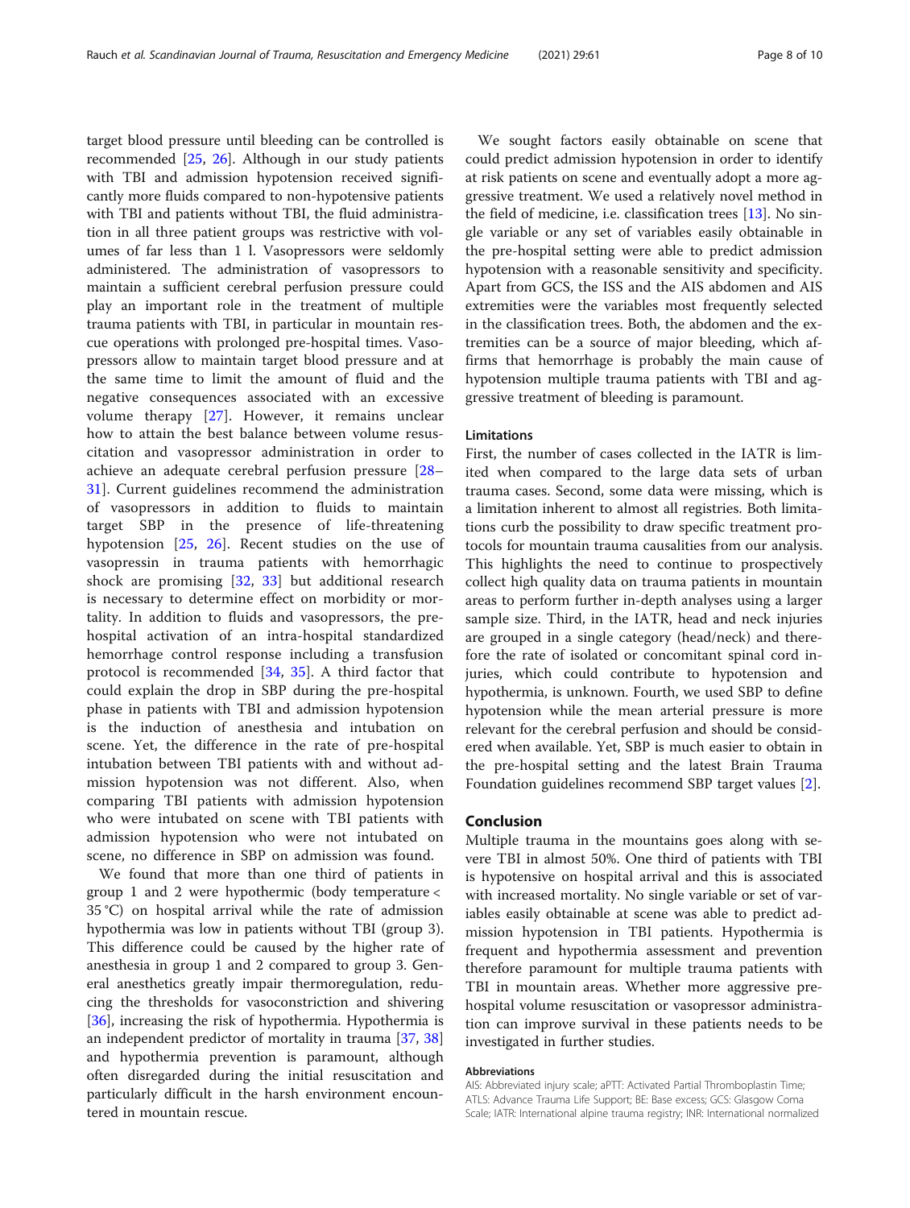target blood pressure until bleeding can be controlled is recommended [25, 26]. Although in our study patients with TBI and admission hypotension received significantly more fluids compared to non-hypotensive patients with TBI and patients without TBI, the fluid administration in all three patient groups was restrictive with volumes of far less than 1 l. Vasopressors were seldomly administered. The administration of vasopressors to maintain a sufficient cerebral perfusion pressure could play an important role in the treatment of multiple trauma patients with TBI, in particular in mountain rescue operations with prolonged pre-hospital times. Vasopressors allow to maintain target blood pressure and at the same time to limit the amount of fluid and the negative consequences associated with an excessive volume therapy [27]. However, it remains unclear how to attain the best balance between volume resuscitation and vasopressor administration in order to achieve an adequate cerebral perfusion pressure [28–31]. Current guidelines recommend the administration of vasopressors in addition to fluids to maintain target SBP in the presence of life-threatening hypotension [25, 26]. Recent studies on the use of vasopressin in trauma patients with hemorrhagic shock are promising [32, 33] but additional research is necessary to determine effect on morbidity or mortality. In addition to fluids and vasopressors, the pre-hospital activation of an intra-hospital standardized hemorrhage control response including a transfusion protocol is recommended [34, 35]. A third factor that could explain the drop in SBP during the pre-hospital phase in patients with TBI and admission hypotension is the induction of anesthesia and intubation on scene. Yet, the difference in the rate of pre-hospital intubation between TBI patients with and without admission hypotension was not different. Also, when comparing TBI patients with admission hypotension who were intubated on scene with TBI patients with admission hypotension who were not intubated on scene, no difference in SBP on admission was found.

We found that more than one third of patients in group 1 and 2 were hypothermic (body temperature < 35 °C) on hospital arrival while the rate of admission hypothermia was low in patients without TBI (group 3). This difference could be caused by the higher rate of anesthesia in group 1 and 2 compared to group 3. General anesthetics greatly impair thermoregulation, reducing the thresholds for vasoconstriction and shivering [36], increasing the risk of hypothermia. Hypothermia is an independent predictor of mortality in trauma [37, 38] and hypothermia prevention is paramount, although often disregarded during the initial resuscitation and particularly difficult in the harsh environment encountered in mountain rescue.

We sought factors easily obtainable on scene that could predict admission hypotension in order to identify at risk patients on scene and eventually adopt a more aggressive treatment. We used a relatively novel method in the field of medicine, i.e. classification trees [13]. No single variable or any set of variables easily obtainable in the pre-hospital setting were able to predict admission hypotension with a reasonable sensitivity and specificity. Apart from GCS, the ISS and the AIS abdomen and AIS extremities were the variables most frequently selected in the classification trees. Both, the abdomen and the extremities can be a source of major bleeding, which affirms that hemorrhage is probably the main cause of hypotension multiple trauma patients with TBI and aggressive treatment of bleeding is paramount.

## Limitations

First, the number of cases collected in the IATR is limited when compared to the large data sets of urban trauma cases. Second, some data were missing, which is a limitation inherent to almost all registries. Both limitations curb the possibility to draw specific treatment protocols for mountain trauma causalities from our analysis. This highlights the need to continue to prospectively collect high quality data on trauma patients in mountain areas to perform further in-depth analyses using a larger sample size. Third, in the IATR, head and neck injuries are grouped in a single category (head/neck) and therefore the rate of isolated or concomitant spinal cord injuries, which could contribute to hypotension and hypothermia, is unknown. Fourth, we used SBP to define hypotension while the mean arterial pressure is more relevant for the cerebral perfusion and should be considered when available. Yet, SBP is much easier to obtain in the pre-hospital setting and the latest Brain Trauma Foundation guidelines recommend SBP target values [2].

## Conclusion

Multiple trauma in the mountains goes along with severe TBI in almost 50%. One third of patients with TBI is hypotensive on hospital arrival and this is associated with increased mortality. No single variable or set of variables easily obtainable at scene was able to predict admission hypotension in TBI patients. Hypothermia is frequent and hypothermia assessment and prevention therefore paramount for multiple trauma patients with TBI in mountain areas. Whether more aggressive pre-hospital volume resuscitation or vasopressor administration can improve survival in these patients needs to be investigated in further studies.

#### Abbreviations

AIS: Abbreviated injury scale; aPTT: Activated Partial Thromboplastin Time; ATLS: Advance Trauma Life Support; BE: Base excess; GCS: Glasgow Coma Scale; IATR: International alpine trauma registry; INR: International normalized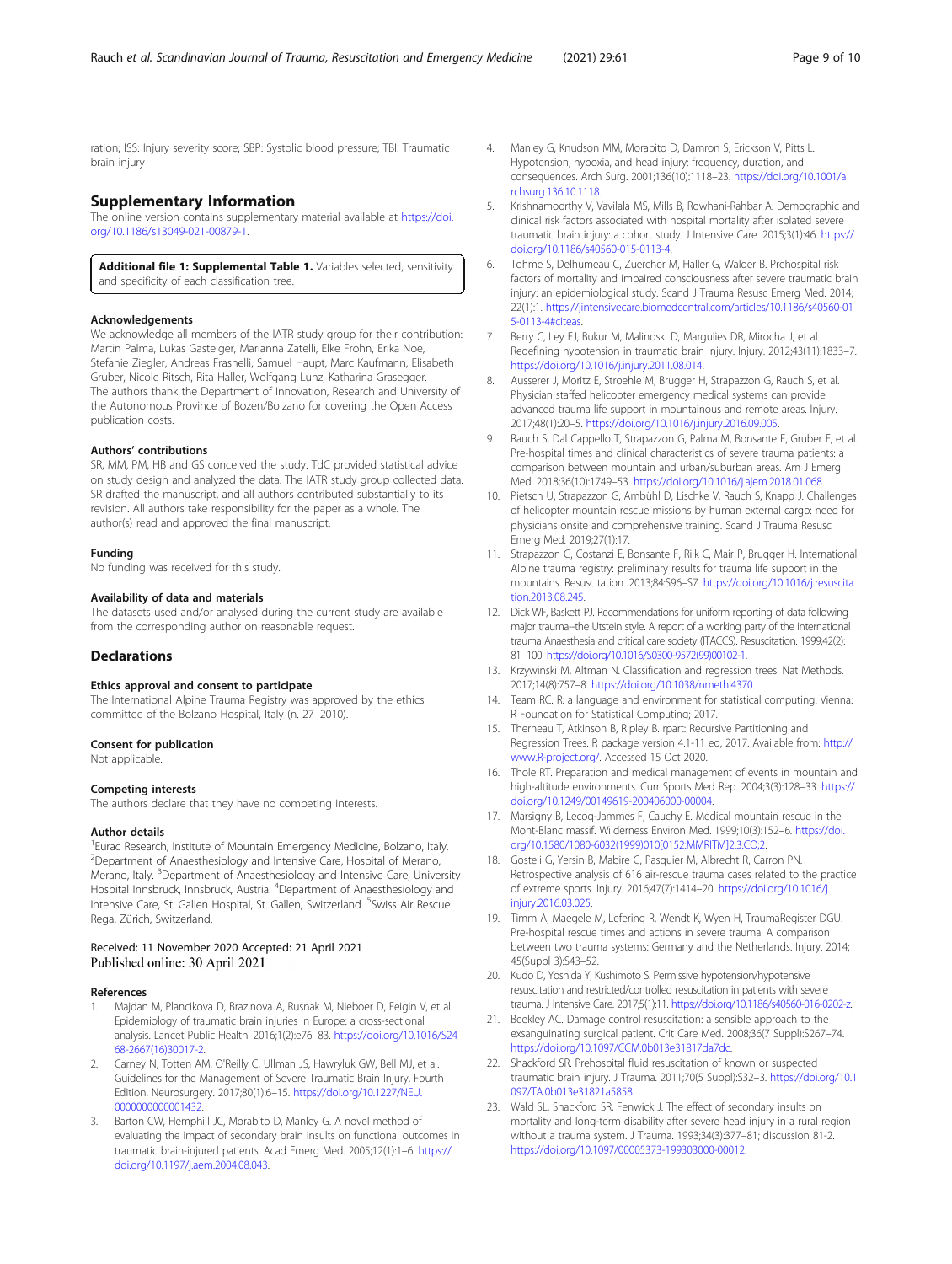ration; ISS: Injury severity score; SBP: Systolic blood pressure; TBI: Traumatic brain injury

## Supplementary Information

The online version contains supplementary material available at https://doi.org/10.1186/s13049-021-00879-1.

**Additional file 1: Supplemental Table 1.** Variables selected, sensitivity and specificity of each classification tree.

### Acknowledgements

We acknowledge all members of the IATR study group for their contribution: Martin Palma, Lukas Gasteiger, Marianna Zatelli, Elke Frohn, Erika Noe, Stefanie Ziegler, Andreas Frasnelli, Samuel Haupt, Marc Kaufmann, Elisabeth Gruber, Nicole Ritsch, Rita Haller, Wolfgang Lunz, Katharina Grasegger. The authors thank the Department of Innovation, Research and University of the Autonomous Province of Bozen/Bolzano for covering the Open Access publication costs.

### Authors' contributions

SR, MM, PM, HB and GS conceived the study. TdC provided statistical advice on study design and analyzed the data. The IATR study group collected data. SR drafted the manuscript, and all authors contributed substantially to its revision. All authors take responsibility for the paper as a whole. The author(s) read and approved the final manuscript.

### Funding

No funding was received for this study.

### Availability of data and materials

The datasets used and/or analysed during the current study are available from the corresponding author on reasonable request.

## Declarations

### Ethics approval and consent to participate

The International Alpine Trauma Registry was approved by the ethics committee of the Bolzano Hospital, Italy (n. 27–2010).

### Consent for publication

Not applicable.

### Competing interests

The authors declare that they have no competing interests.

### Author details

[1]Eurac Research, Institute of Mountain Emergency Medicine, Bolzano, Italy. [2]Department of Anaesthesiology and Intensive Care, Hospital of Merano, Merano, Italy. [3]Department of Anaesthesiology and Intensive Care, University Hospital Innsbruck, Innsbruck, Austria. [4]Department of Anaesthesiology and Intensive Care, St. Gallen Hospital, St. Gallen, Switzerland. [5]Swiss Air Rescue Rega, Zürich, Switzerland.

Received: 11 November 2020 Accepted: 21 April 2021
Published online: 30 April 2021

### References

1. Majdan M, Plancikova D, Brazinova A, Rusnak M, Nieboer D, Feigin V, et al. Epidemiology of traumatic brain injuries in Europe: a cross-sectional analysis. Lancet Public Health. 2016;1(2):e76–83. https://doi.org/10.1016/S2468-2667(16)30017-2.
2. Carney N, Totten AM, O'Reilly C, Ullman JS, Hawryluk GW, Bell MJ, et al. Guidelines for the Management of Severe Traumatic Brain Injury, Fourth Edition. Neurosurgery. 2017;80(1):6–15. https://doi.org/10.1227/NEU.0000000000001432.
3. Barton CW, Hemphill JC, Morabito D, Manley G. A novel method of evaluating the impact of secondary brain insults on functional outcomes in traumatic brain-injured patients. Acad Emerg Med. 2005;12(1):1–6. https://doi.org/10.1197/j.aem.2004.08.043.
4. Manley G, Knudson MM, Morabito D, Damron S, Erickson V, Pitts L. Hypotension, hypoxia, and head injury: frequency, duration, and consequences. Arch Surg. 2001;136(10):1118–23. https://doi.org/10.1001/archsurg.136.10.1118.
5. Krishnamoorthy V, Vavilala MS, Mills B, Rowhani-Rahbar A. Demographic and clinical risk factors associated with hospital mortality after isolated severe traumatic brain injury: a cohort study. J Intensive Care. 2015;3(1):46. https://doi.org/10.1186/s40560-015-0113-4.
6. Tohme S, Delhumeau C, Zuercher M, Haller G, Walder B. Prehospital risk factors of mortality and impaired consciousness after severe traumatic brain injury: an epidemiological study. Scand J Trauma Resusc Emerg Med. 2014;22(1):1. https://jintensivecare.biomedcentral.com/articles/10.1186/s40560-015-0113-4#citeas.
7. Berry C, Ley EJ, Bukur M, Malinoski D, Margulies DR, Mirocha J, et al. Redefining hypotension in traumatic brain injury. Injury. 2012;43(11):1833–7. https://doi.org/10.1016/j.injury.2011.08.014.
8. Ausserer J, Moritz E, Stroehle M, Brugger H, Strapazzon G, Rauch S, et al. Physician staffed helicopter emergency medical systems can provide advanced trauma life support in mountainous and remote areas. Injury. 2017;48(1):20–5. https://doi.org/10.1016/j.injury.2016.09.005.
9. Rauch S, Dal Cappello T, Strapazzon G, Palma M, Bonsante F, Gruber E, et al. Pre-hospital times and clinical characteristics of severe trauma patients: a comparison between mountain and urban/suburban areas. Am J Emerg Med. 2018;36(10):1749–53. https://doi.org/10.1016/j.ajem.2018.01.068.
10. Pietsch U, Strapazzon G, Ambühl D, Lischke V, Rauch S, Knapp J. Challenges of helicopter mountain rescue missions by human external cargo: need for physicians onsite and comprehensive training. Scand J Trauma Resusc Emerg Med. 2019;27(1):17.
11. Strapazzon G, Costanzi E, Bonsante F, Rilk C, Mair P, Brugger H. International Alpine trauma registry: preliminary results for trauma life support in the mountains. Resuscitation. 2013;84:S96–S7. https://doi.org/10.1016/j.resuscitation.2013.08.245.
12. Dick WF, Baskett PJ. Recommendations for uniform reporting of data following major trauma--the Utstein style. A report of a working party of the international trauma Anaesthesia and critical care society (ITACCS). Resuscitation. 1999;42(2):81–100. https://doi.org/10.1016/S0300-9572(99)00102-1.
13. Krzywinski M, Altman N. Classification and regression trees. Nat Methods. 2017;14(8):757–8. https://doi.org/10.1038/nmeth.4370.
14. Team RC. R: a language and environment for statistical computing. Vienna: R Foundation for Statistical Computing; 2017.
15. Therneau T, Atkinson B, Ripley B. rpart: Recursive Partitioning and Regression Trees. R package version 4.1-11 ed, 2017. Available from: http://www.R-project.org/. Accessed 15 Oct 2020.
16. Thole RT. Preparation and medical management of events in mountain and high-altitude environments. Curr Sports Med Rep. 2004;3(3):128–33. https://doi.org/10.1249/00149619-200406000-00004.
17. Marsigny B, Lecoq-Jammes F, Cauchy E. Medical mountain rescue in the Mont-Blanc massif. Wilderness Environ Med. 1999;10(3):152–6. https://doi.org/10.1580/1080-6032(1999)010[0152:MMRITM]2.3.CO;2.
18. Gosteli G, Yersin B, Mabire C, Pasquier M, Albrecht R, Carron PN. Retrospective analysis of 616 air-rescue trauma cases related to the practice of extreme sports. Injury. 2016;47(7):1414–20. https://doi.org/10.1016/j.injury.2016.03.025.
19. Timm A, Maegele M, Lefering R, Wendt K, Wyen H, TraumaRegister DGU. Pre-hospital rescue times and actions in severe trauma. A comparison between two trauma systems: Germany and the Netherlands. Injury. 2014;45(Suppl 3):S43–52.
20. Kudo D, Yoshida Y, Kushimoto S. Permissive hypotension/hypotensive resuscitation and restricted/controlled resuscitation in patients with severe trauma. J Intensive Care. 2017;5(1):11. https://doi.org/10.1186/s40560-016-0202-z.
21. Beekley AC. Damage control resuscitation: a sensible approach to the exsanguinating surgical patient. Crit Care Med. 2008;36(7 Suppl):S267–74. https://doi.org/10.1097/CCM.0b013e31817da7dc.
22. Shackford SR. Prehospital fluid resuscitation of known or suspected traumatic brain injury. J Trauma. 2011;70(5 Suppl):S32–3. https://doi.org/10.1097/TA.0b013e31821a5858.
23. Wald SL, Shackford SR, Fenwick J. The effect of secondary insults on mortality and long-term disability after severe head injury in a rural region without a trauma system. J Trauma. 1993;34(3):377–81; discussion 81-2. https://doi.org/10.1097/00005373-199303000-00012.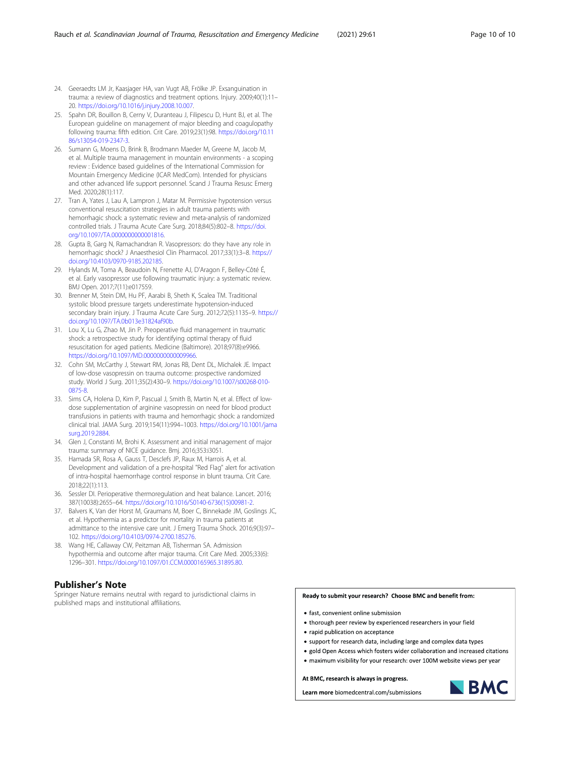24. Geeraedts LM Jr, Kaasjager HA, van Vugt AB, Frölke JP. Exsanguination in trauma: a review of diagnostics and treatment options. Injury. 2009;40(1):11–20. https://doi.org/10.1016/j.injury.2008.10.007.
25. Spahn DR, Bouillon B, Cerny V, Duranteau J, Filipescu D, Hunt BJ, et al. The European guideline on management of major bleeding and coagulopathy following trauma: fifth edition. Crit Care. 2019;23(1):98. https://doi.org/10.1186/s13054-019-2347-3.
26. Sumann G, Moens D, Brink B, Brodmann Maeder M, Greene M, Jacob M, et al. Multiple trauma management in mountain environments - a scoping review : Evidence based guidelines of the International Commission for Mountain Emergency Medicine (ICAR MedCom). Intended for physicians and other advanced life support personnel. Scand J Trauma Resusc Emerg Med. 2020;28(1):117.
27. Tran A, Yates J, Lau A, Lampron J, Matar M. Permissive hypotension versus conventional resuscitation strategies in adult trauma patients with hemorrhagic shock: a systematic review and meta-analysis of randomized controlled trials. J Trauma Acute Care Surg. 2018;84(5):802–8. https://doi.org/10.1097/TA.0000000000001816.
28. Gupta B, Garg N, Ramachandran R. Vasopressors: do they have any role in hemorrhagic shock? J Anaesthesiol Clin Pharmacol. 2017;33(1):3–8. https://doi.org/10.4103/0970-9185.202185.
29. Hylands M, Toma A, Beaudoin N, Frenette AJ, D'Aragon F, Belley-Côté É, et al. Early vasopressor use following traumatic injury: a systematic review. BMJ Open. 2017;7(11):e017559.
30. Brenner M, Stein DM, Hu PF, Aarabi B, Sheth K, Scalea TM. Traditional systolic blood pressure targets underestimate hypotension-induced secondary brain injury. J Trauma Acute Care Surg. 2012;72(5):1135–9. https://doi.org/10.1097/TA.0b013e31824af90b.
31. Lou X, Lu G, Zhao M, Jin P. Preoperative fluid management in traumatic shock: a retrospective study for identifying optimal therapy of fluid resuscitation for aged patients. Medicine (Baltimore). 2018;97(8):e9966. https://doi.org/10.1097/MD.0000000000009966.
32. Cohn SM, McCarthy J, Stewart RM, Jonas RB, Dent DL, Michalek JE. Impact of low-dose vasopressin on trauma outcome: prospective randomized study. World J Surg. 2011;35(2):430–9. https://doi.org/10.1007/s00268-010-0875-8.
33. Sims CA, Holena D, Kim P, Pascual J, Smith B, Martin N, et al. Effect of low-dose supplementation of arginine vasopressin on need for blood product transfusions in patients with trauma and hemorrhagic shock: a randomized clinical trial. JAMA Surg. 2019;154(11):994–1003. https://doi.org/10.1001/jamasurg.2019.2884.
34. Glen J, Constanti M, Brohi K. Assessment and initial management of major trauma: summary of NICE guidance. Bmj. 2016;353:i3051.
35. Hamada SR, Rosa A, Gauss T, Desclefs JP, Raux M, Harrois A, et al. Development and validation of a pre-hospital "Red Flag" alert for activation of intra-hospital haemorrhage control response in blunt trauma. Crit Care. 2018;22(1):113.
36. Sessler DI. Perioperative thermoregulation and heat balance. Lancet. 2016;387(10038):2655–64. https://doi.org/10.1016/S0140-6736(15)00981-2.
37. Balvers K, Van der Horst M, Graumans M, Boer C, Binnekade JM, Goslings JC, et al. Hypothermia as a predictor for mortality in trauma patients at admittance to the intensive care unit. J Emerg Trauma Shock. 2016;9(3):97–102. https://doi.org/10.4103/0974-2700.185276.
38. Wang HE, Callaway CW, Peitzman AB, Tisherman SA. Admission hypothermia and outcome after major trauma. Crit Care Med. 2005;33(6):1296–301. https://doi.org/10.1097/01.CCM.0000165965.31895.80.

## Publisher's Note

Springer Nature remains neutral with regard to jurisdictional claims in published maps and institutional affiliations.

**Ready to submit your research? Choose BMC and benefit from:**

- fast, convenient online submission
- thorough peer review by experienced researchers in your field
- rapid publication on acceptance
- support for research data, including large and complex data types
- gold Open Access which fosters wider collaboration and increased citations
- maximum visibility for your research: over 100M website views per year

**At BMC, research is always in progress.**

**Learn more** biomedcentral.com/submissions

BMC